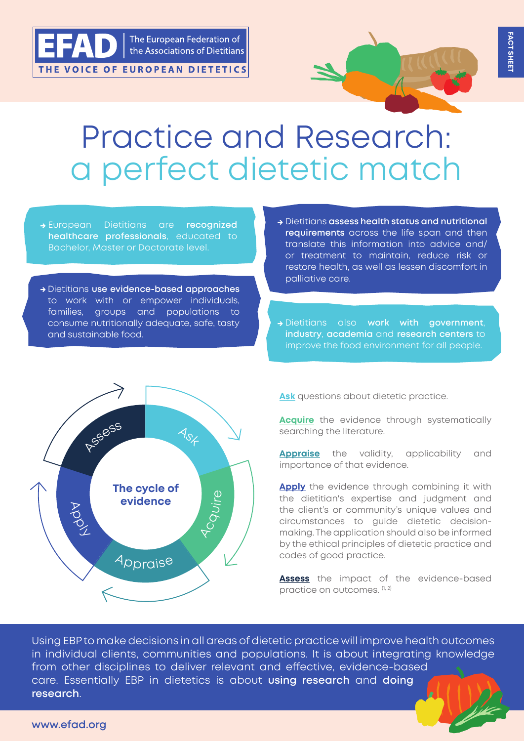EFAD The European Federation of the Associations of Dietitians

THE VOICE OF EUROPEAN DIETETICS

FACT SHEET

# Practice and Research: a perfect dietetic match

- European Dietitians are **recognized healthcare professionals**, educated to Bachelor, Master or Doctorate level.
- Dietitians **use evidence-based approaches** to work with or empower individuals, families, groups and populations to consume nutritionally adequate, safe, tasty and sustainable food.
- Dietitians **assess health status and nutritional requirements** across the life span and then translate this information into advice and/or treatment to maintain, reduce risk or restore health, as well as lessen discomfort in palliative care.
- Dietitians also **work with government**, **industry**, **academia** and **research centers** to improve the food environment for all people.

**The cycle of evidence**: Ask → Acquire → Appraise → Apply → Assess

**Ask** questions about dietetic practice.

**Acquire** the evidence through systematically searching the literature.

**Appraise** the validity, applicability and importance of that evidence.

**Apply** the evidence through combining it with the dietitian's expertise and judgment and the client's or community's unique values and circumstances to guide dietetic decision-making. The application should also be informed by the ethical principles of dietetic practice and codes of good practice.

**Assess** the impact of the evidence-based practice on outcomes. [1, 2]

Using EBP to make decisions in all areas of dietetic practice will improve health outcomes in individual clients, communities and populations. It is about integrating knowledge from other disciplines to deliver relevant and effective, evidence-based care. Essentially EBP in dietetics is about **using research** and **doing research**.

www.efad.org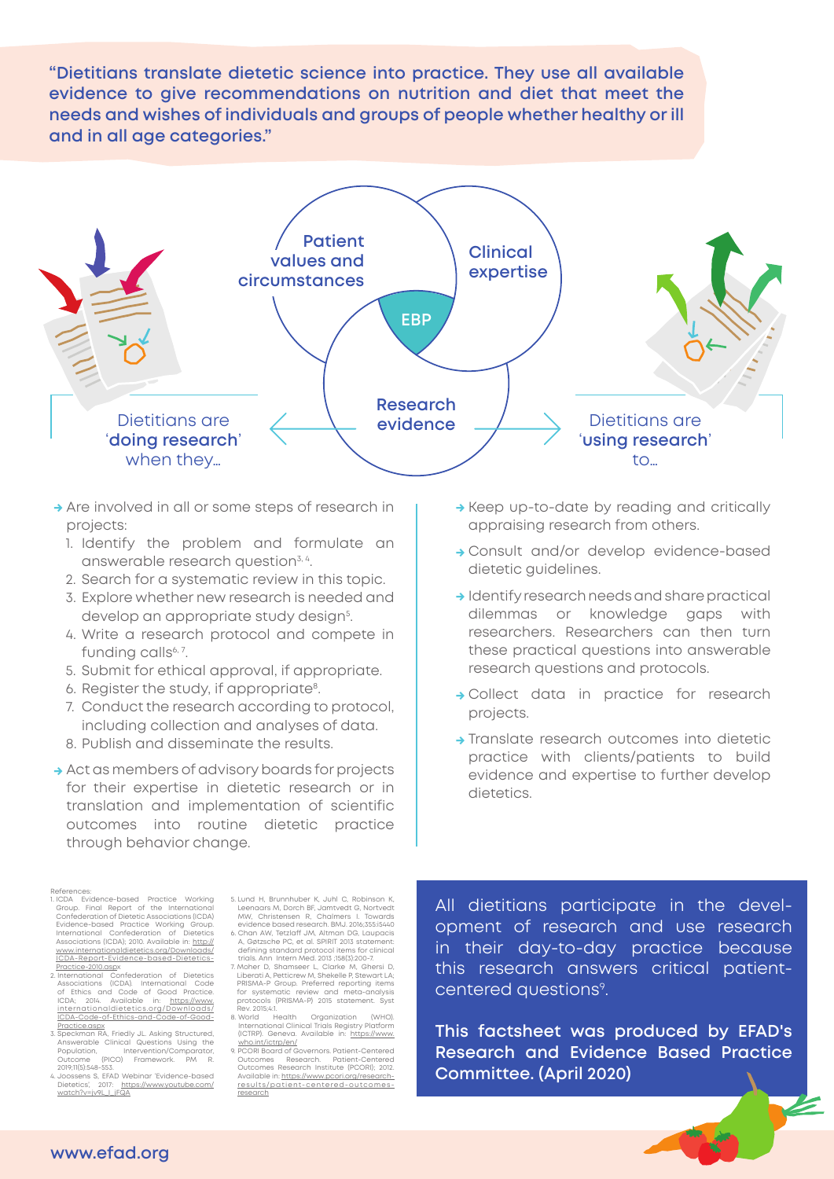"Dietitians translate dietetic science into practice. They use all available evidence to give recommendations on nutrition and diet that meet the needs and wishes of individuals and groups of people whether healthy or ill and in all age categories."

Patient values and circumstances

Clinical expertise

EBP

Research evidence

Dietitians are '**doing research**' when they…

Dietitians are '**using research**' to…

## Dietitians are 'doing research' when they…

- Are involved in all or some steps of research in projects:
  1. Identify the problem and formulate an answerable research question[3, 4].
  2. Search for a systematic review in this topic.
  3. Explore whether new research is needed and develop an appropriate study design[5].
  4. Write a research protocol and compete in funding calls[6, 7].
  5. Submit for ethical approval, if appropriate.
  6. Register the study, if appropriate[8].
  7. Conduct the research according to protocol, including collection and analyses of data.
  8. Publish and disseminate the results.
- Act as members of advisory boards for projects for their expertise in dietetic research or in translation and implementation of scientific outcomes into routine dietetic practice through behavior change.

## Dietitians are 'using research' to…

- Keep up-to-date by reading and critically appraising research from others.
- Consult and/or develop evidence-based dietetic guidelines.
- Identify research needs and share practical dilemmas or knowledge gaps with researchers. Researchers can then turn these practical questions into answerable research questions and protocols.
- Collect data in practice for research projects.
- Translate research outcomes into dietetic practice with clients/patients to build evidence and expertise to further develop dietetics.

References:

1. ICDA Evidence-based Practice Working Group. Final Report of the International Confederation of Dietetic Associations (ICDA) Evidence-based Practice Working Group. International Confederation of Dietetics Associations (ICDA); 2010. Available in: http://www.internationaldietetics.org/Downloads/ICDA-Report-Evidence-based-Dietetics-Practice-2010.aspx
2. International Confederation of Dietetics Associations (ICDA). International Code of Ethics and Code of Good Practice. ICDA; 2014. Available in: https://www.internationaldietetics.org/Downloads/ICDA-Code-of-Ethics-and-Code-of-Good-Practice.aspx
3. Speckman RA, Friedly JL. Asking Structured, Answerable Clinical Questions Using the Population, Intervention/Comparator, Outcome (PICO) Framework. PM R. 2019;11(5):548-553.
4. Joossens S, EFAD Webinar 'Evidence-based Dietetics', 2017: https://www.youtube.com/watch?v=jv9L_I_jFQA
5. Lund H, Brunnhuber K, Juhl C, Robinson K, Leenaars M, Dorch BF, Jamtvedt G, Nortvedt MW, Christensen R, Chalmers I. Towards evidence based research. BMJ. 2016;355:i5440
6. Chan AW, Tetzlaff JM, Altman DG, Laupacis A, Gøtzsche PC, et al. SPIRIT 2013 statement: defining standard protocol items for clinical trials. Ann Intern Med. 2013 ;158(3):200-7.
7. Moher D, Shamseer L, Clarke M, Ghersi D, Liberati A, Petticrew M, Shekelle P, Stewart LA; PRISMA-P Group. Preferred reporting items for systematic review and meta-analysis protocols (PRISMA-P) 2015 statement. Syst Rev. 2015;4:1.
8. World Health Organization (WHO). International Clinical Trials Registry Platform (ICTRP). Geneva. Available in: https://www.who.int/ictrp/en/
9. PCORI Board of Governors. Patient-Centered Outcomes Research. Patient-Centered Outcomes Research Institute (PCORI); 2012. Available in: https://www.pcori.org/research-results/patient-centered-outcomes-research

All dietitians participate in the development of research and use research in their day-to-day practice because this research answers critical patient-centered questions[9].

**This factsheet was produced by EFAD's Research and Evidence Based Practice Committee. (April 2020)**

www.efad.org